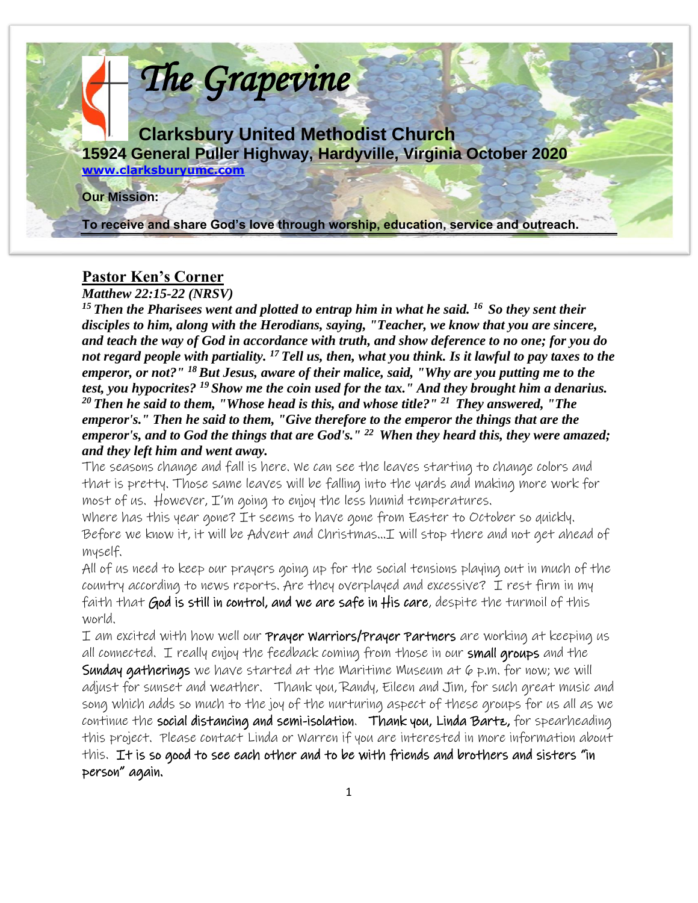# The Grapevine

## Clarksbury United Methodist Church

**15924 General Puller Highway, Hardyville, Virginia October 2020**

**www.clarksburyumc.com**

**Our Mission:**

**To receive and share God's love through worship, education, service and outreach.**

## Pastor Ken's Corner

***Matthew 22:15-22 (NRSV)***

***[15] Then the Pharisees went and plotted to entrap him in what he said. [16] So they sent their disciples to him, along with the Herodians, saying, "Teacher, we know that you are sincere, and teach the way of God in accordance with truth, and show deference to no one; for you do not regard people with partiality. [17] Tell us, then, what you think. Is it lawful to pay taxes to the emperor, or not?" [18] But Jesus, aware of their malice, said, "Why are you putting me to the test, you hypocrites? [19] Show me the coin used for the tax." And they brought him a denarius. [20] Then he said to them, "Whose head is this, and whose title?" [21] They answered, "The emperor's." Then he said to them, "Give therefore to the emperor the things that are the emperor's, and to God the things that are God's." [22] When they heard this, they were amazed; and they left him and went away.***

The seasons change and fall is here. We can see the leaves starting to change colors and that is pretty. Those same leaves will be falling into the yards and making more work for most of us. However, I'm going to enjoy the less humid temperatures.

Where has this year gone? It seems to have gone from Easter to October so quickly. Before we know it, it will be Advent and Christmas…I will stop there and not get ahead of myself.

All of us need to keep our prayers going up for the social tensions playing out in much of the country according to news reports. Are they overplayed and excessive? I rest firm in my faith that **God is still in control, and we are safe in His care**, despite the turmoil of this world.

I am excited with how well our **Prayer Warriors/Prayer Partners** are working at keeping us all connected. I really enjoy the feedback coming from those in our **small groups** and the **Sunday gatherings** we have started at the Maritime Museum at 6 p.m. for now; we will adjust for sunset and weather. Thank you, Randy, Eileen and Jim, for such great music and song which adds so much to the joy of the nurturing aspect of these groups for us all as we continue the **social distancing and semi-isolation**. **Thank you, Linda Bartz,** for spearheading this project. Please contact Linda or Warren if you are interested in more information about this. **It is so good to see each other and to be with friends and brothers and sisters "in person" again.**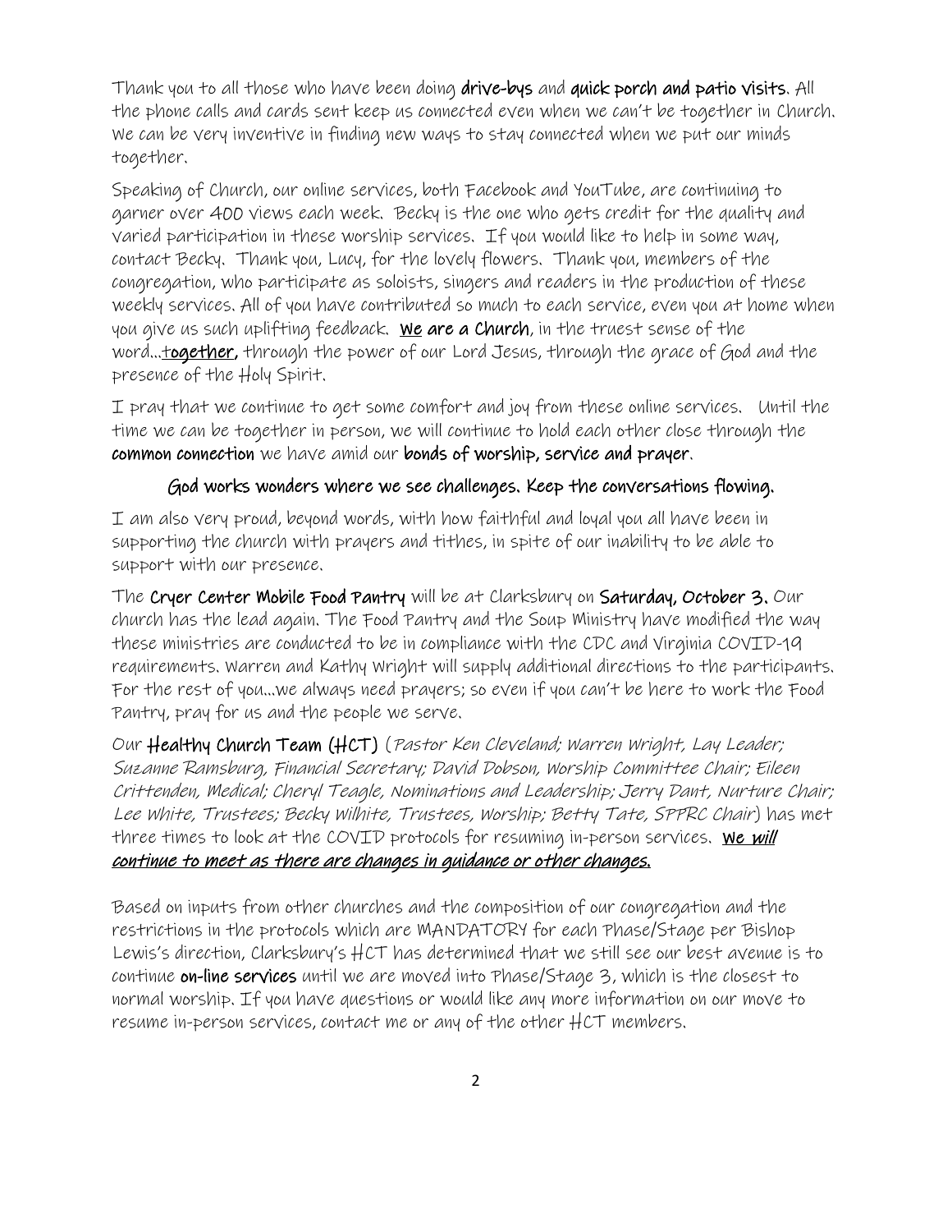Thank you to all those who have been doing **drive-bys** and **quick porch and patio visits**. All the phone calls and cards sent keep us connected even when we can't be together in Church. We can be very inventive in finding new ways to stay connected when we put our minds together.

Speaking of Church, our online services, both Facebook and YouTube, are continuing to garner over 400 views each week. Becky is the one who gets credit for the quality and varied participation in these worship services. If you would like to help in some way, contact Becky. Thank you, Lucy, for the lovely flowers. Thank you, members of the congregation, who participate as soloists, singers and readers in the production of these weekly services. All of you have contributed so much to each service, even you at home when you give us such uplifting feedback. <u>**We**</u> **are a Church**, in the truest sense of the word…<u>**together,**</u> through the power of our Lord Jesus, through the grace of God and the presence of the Holy Spirit.

I pray that we continue to get some comfort and joy from these online services. Until the time we can be together in person, we will continue to hold each other close through the **common connection** we have amid our **bonds of worship, service and prayer**.

**God works wonders where we see challenges. Keep the conversations flowing.**

I am also very proud, beyond words, with how faithful and loyal you all have been in supporting the church with prayers and tithes, in spite of our inability to be able to support with our presence.

The **Cryer Center Mobile Food Pantry** will be at Clarksbury on **Saturday, October 3.** Our church has the lead again. The Food Pantry and the Soup Ministry have modified the way these ministries are conducted to be in compliance with the CDC and Virginia COVID-19 requirements. Warren and Kathy Wright will supply additional directions to the participants. For the rest of you…we always need prayers; so even if you can't be here to work the Food Pantry, pray for us and the people we serve.

Our **Healthy Church Team (HCT)** (*Pastor Ken Cleveland; Warren Wright, Lay Leader; Suzanne Ramsburg, Financial Secretary; David Dobson, Worship Committee Chair; Eileen Crittenden, Medical; Cheryl Teagle, Nominations and Leadership; Jerry Dant, Nurture Chair; Lee White, Trustees; Becky Wilhite, Trustees, Worship; Betty Tate, SPPRC Chair*) has met three times to look at the COVID protocols for resuming in-person services. <u>**We *will continue to meet as there are changes in guidance or other changes.***</u>

Based on inputs from other churches and the composition of our congregation and the restrictions in the protocols which are MANDATORY for each Phase/Stage per Bishop Lewis's direction, Clarksbury's HCT has determined that we still see our best avenue is to continue **on-line services** until we are moved into Phase/Stage 3, which is the closest to normal worship. If you have questions or would like any more information on our move to resume in-person services, contact me or any of the other HCT members.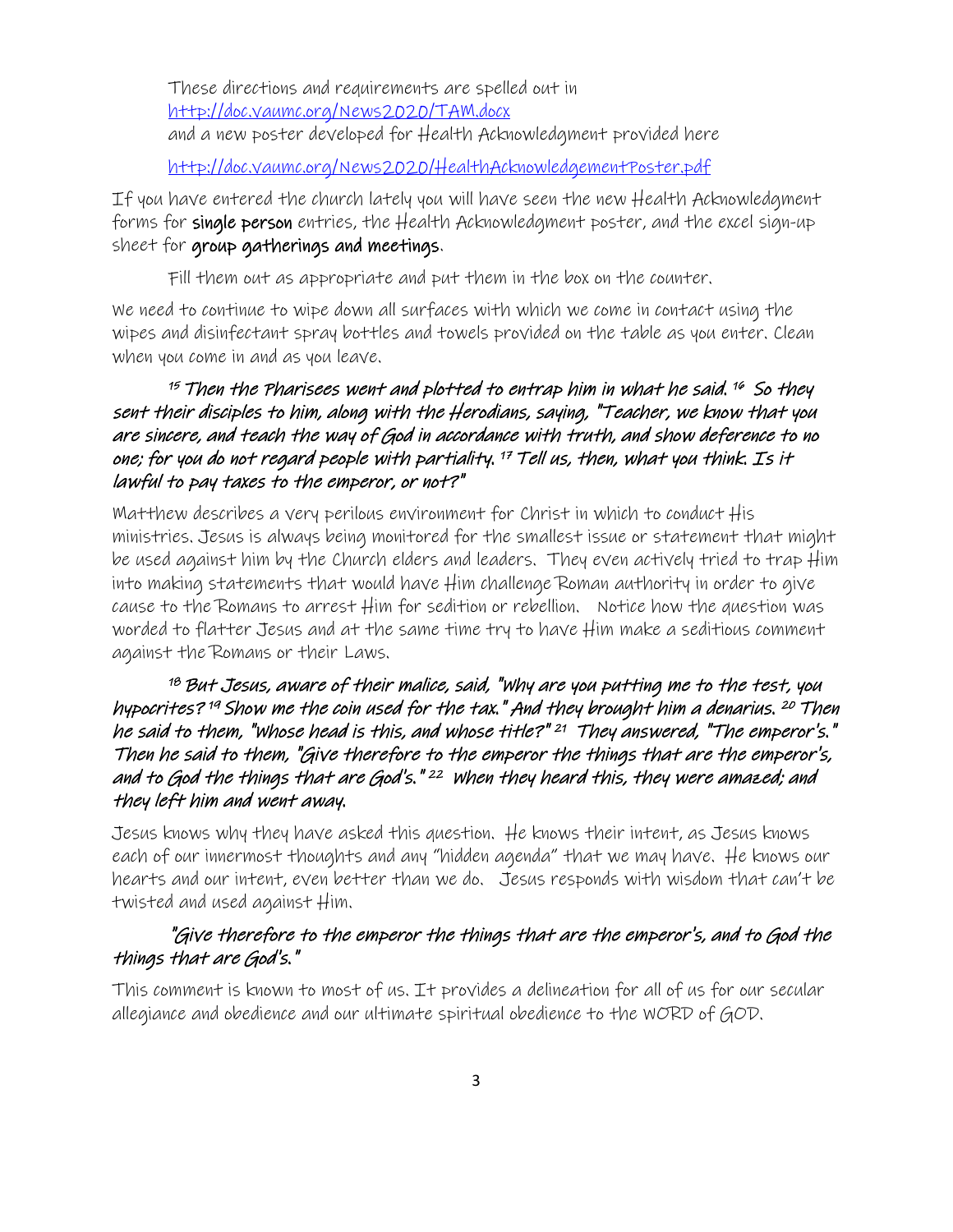These directions and requirements are spelled out in [http://doc.vaumc.org/News2020/TAM.docx](http://doc.vaumc.org/News2020/TAM.docx)
and a new poster developed for Health Acknowledgment provided here

[http://doc.vaumc.org/News2020/HealthAcknowledgementPoster.pdf](http://doc.vaumc.org/News2020/HealthAcknowledgementPoster.pdf)

If you have entered the church lately you will have seen the new Health Acknowledgment forms for **single person** entries, the Health Acknowledgment poster, and the excel sign-up sheet for **group gatherings and meetings**.

Fill them out as appropriate and put them in the box on the counter.

We need to continue to wipe down all surfaces with which we come in contact using the wipes and disinfectant spray bottles and towels provided on the table as you enter. Clean when you come in and as you leave.

*[15] Then the Pharisees went and plotted to entrap him in what he said. [16] So they sent their disciples to him, along with the Herodians, saying, "Teacher, we know that you are sincere, and teach the way of God in accordance with truth, and show deference to no one; for you do not regard people with partiality. [17] Tell us, then, what you think. Is it lawful to pay taxes to the emperor, or not?"*

Matthew describes a very perilous environment for Christ in which to conduct His ministries. Jesus is always being monitored for the smallest issue or statement that might be used against him by the Church elders and leaders. They even actively tried to trap Him into making statements that would have Him challenge Roman authority in order to give cause to the Romans to arrest Him for sedition or rebellion. Notice how the question was worded to flatter Jesus and at the same time try to have Him make a seditious comment against the Romans or their Laws.

*[18] But Jesus, aware of their malice, said, "Why are you putting me to the test, you hypocrites? [19] Show me the coin used for the tax." And they brought him a denarius. [20] Then he said to them, "Whose head is this, and whose title?" [21] They answered, "The emperor's." Then he said to them, "Give therefore to the emperor the things that are the emperor's, and to God the things that are God's." [22] When they heard this, they were amazed; and they left him and went away.*

Jesus knows why they have asked this question. He knows their intent, as Jesus knows each of our innermost thoughts and any "hidden agenda" that we may have. He knows our hearts and our intent, even better than we do. Jesus responds with wisdom that can't be twisted and used against Him.

*"Give therefore to the emperor the things that are the emperor's, and to God the things that are God's."*

This comment is known to most of us. It provides a delineation for all of us for our secular allegiance and obedience and our ultimate spiritual obedience to the WORD of GOD.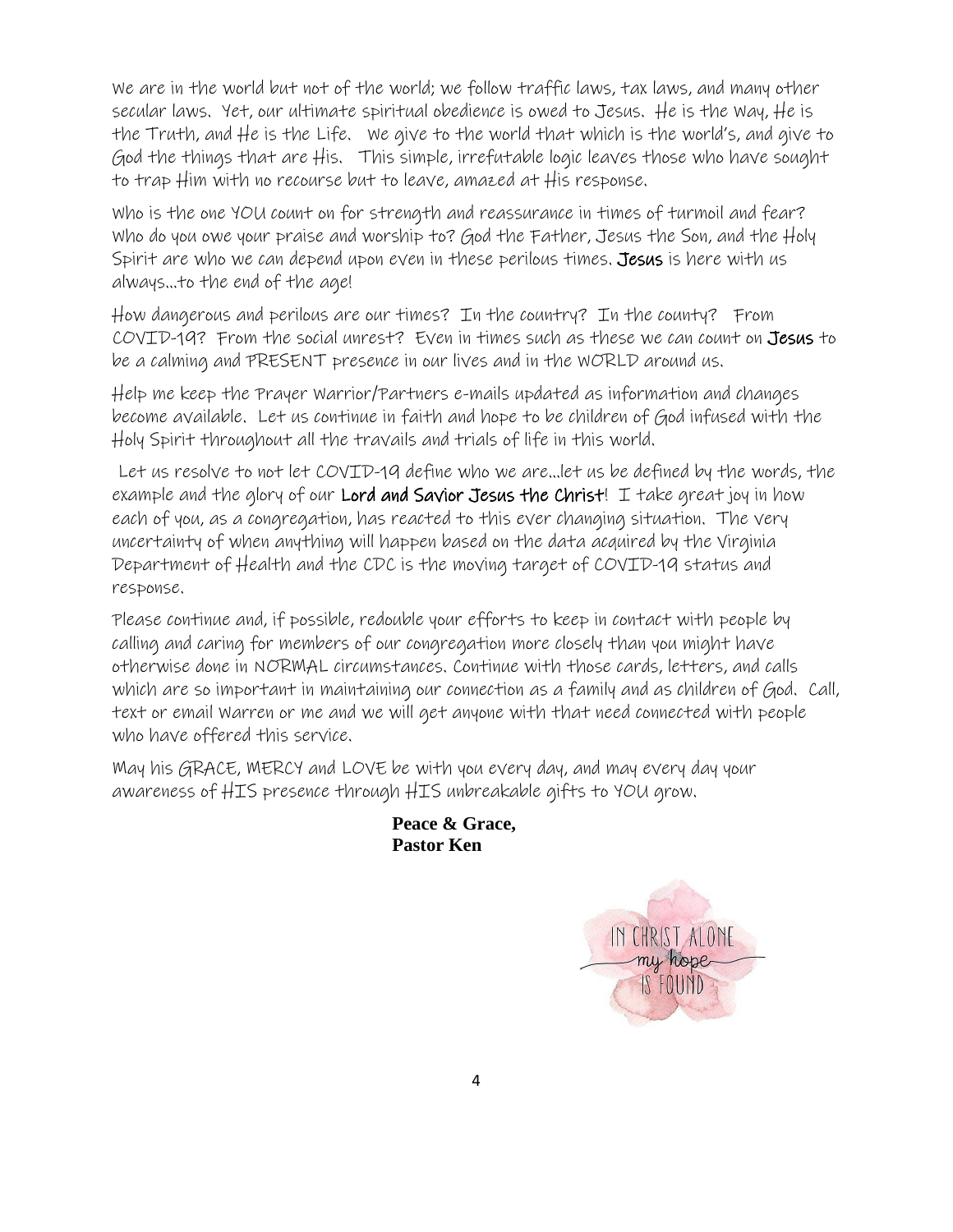We are in the world but not of the world; we follow traffic laws, tax laws, and many other secular laws. Yet, our ultimate spiritual obedience is owed to Jesus. He is the Way, He is the Truth, and He is the Life. We give to the world that which is the world's, and give to God the things that are His. This simple, irrefutable logic leaves those who have sought to trap Him with no recourse but to leave, amazed at His response.

Who is the one YOU count on for strength and reassurance in times of turmoil and fear? Who do you owe your praise and worship to? God the Father, Jesus the Son, and the Holy Spirit are who we can depend upon even in these perilous times. **Jesus** is here with us always…to the end of the age!

How dangerous and perilous are our times? In the country? In the county? From COVID-19? From the social unrest? Even in times such as these we can count on **Jesus** to be a calming and PRESENT presence in our lives and in the WORLD around us.

Help me keep the Prayer Warrior/Partners e-mails updated as information and changes become available. Let us continue in faith and hope to be children of God infused with the Holy Spirit throughout all the travails and trials of life in this world.

Let us resolve to not let COVID-19 define who we are…let us be defined by the words, the example and the glory of our **Lord and Savior Jesus the Christ**! I take great joy in how each of you, as a congregation, has reacted to this ever changing situation. The very uncertainty of when anything will happen based on the data acquired by the Virginia Department of Health and the CDC is the moving target of COVID-19 status and response.

Please continue and, if possible, redouble your efforts to keep in contact with people by calling and caring for members of our congregation more closely than you might have otherwise done in NORMAL circumstances. Continue with those cards, letters, and calls which are so important in maintaining our connection as a family and as children of God. Call, text or email Warren or me and we will get anyone with that need connected with people who have offered this service.

May his GRACE, MERCY and LOVE be with you every day, and may every day your awareness of HIS presence through HIS unbreakable gifts to YOU grow.

**Peace & Grace,**
**Pastor Ken**

IN CHRIST ALONE
my hope
IS FOUND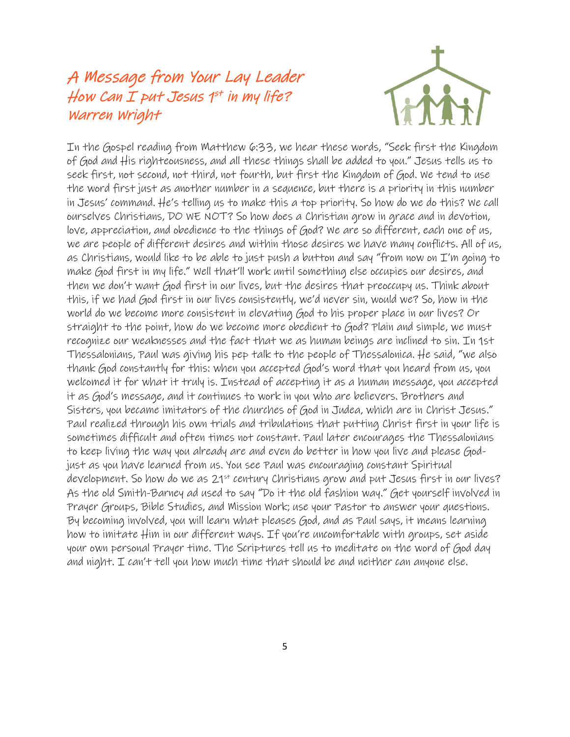# A Message from Your Lay Leader
## How Can I put Jesus 1st in my life?
### Warren Wright

In the Gospel reading from Matthew 6:33, we hear these words, "Seek first the Kingdom of God and His righteousness, and all these things shall be added to you." Jesus tells us to seek first, not second, not third, not fourth, but first the Kingdom of God. We tend to use the word first just as another number in a sequence, but there is a priority in this number in Jesus' command. He's telling us to make this a top priority. So how do we do this? We call ourselves Christians, DO WE NOT? So how does a Christian grow in grace and in devotion, love, appreciation, and obedience to the things of God? We are so different, each one of us, we are people of different desires and within those desires we have many conflicts. All of us, as Christians, would like to be able to just push a button and say "from now on I'm going to make God first in my life." Well that'll work until something else occupies our desires, and then we don't want God first in our lives, but the desires that preoccupy us. Think about this, if we had God first in our lives consistently, we'd never sin, would we? So, how in the world do we become more consistent in elevating God to his proper place in our lives? Or straight to the point, how do we become more obedient to God? Plain and simple, we must recognize our weaknesses and the fact that we as human beings are inclined to sin. In 1st Thessalonians, Paul was giving his pep talk to the people of Thessalonica. He said, "we also thank God constantly for this: when you accepted God's word that you heard from us, you welcomed it for what it truly is. Instead of accepting it as a human message, you accepted it as God's message, and it continues to work in you who are believers. Brothers and Sisters, you became imitators of the churches of God in Judea, which are in Christ Jesus." Paul realized through his own trials and tribulations that putting Christ first in your life is sometimes difficult and often times not constant. Paul later encourages the Thessalonians to keep living the way you already are and even do better in how you live and please God- just as you have learned from us. You see Paul was encouraging constant Spiritual development. So how do we as 21st century Christians grow and put Jesus first in our lives? As the old Smith-Barney ad used to say "Do it the old fashion way." Get yourself involved in Prayer Groups, Bible Studies, and Mission Work; use your Pastor to answer your questions. By becoming involved, you will learn what pleases God, and as Paul says, it means learning how to imitate Him in our different ways. If you're uncomfortable with groups, set aside your own personal Prayer time. The Scriptures tell us to meditate on the word of God day and night. I can't tell you how much time that should be and neither can anyone else.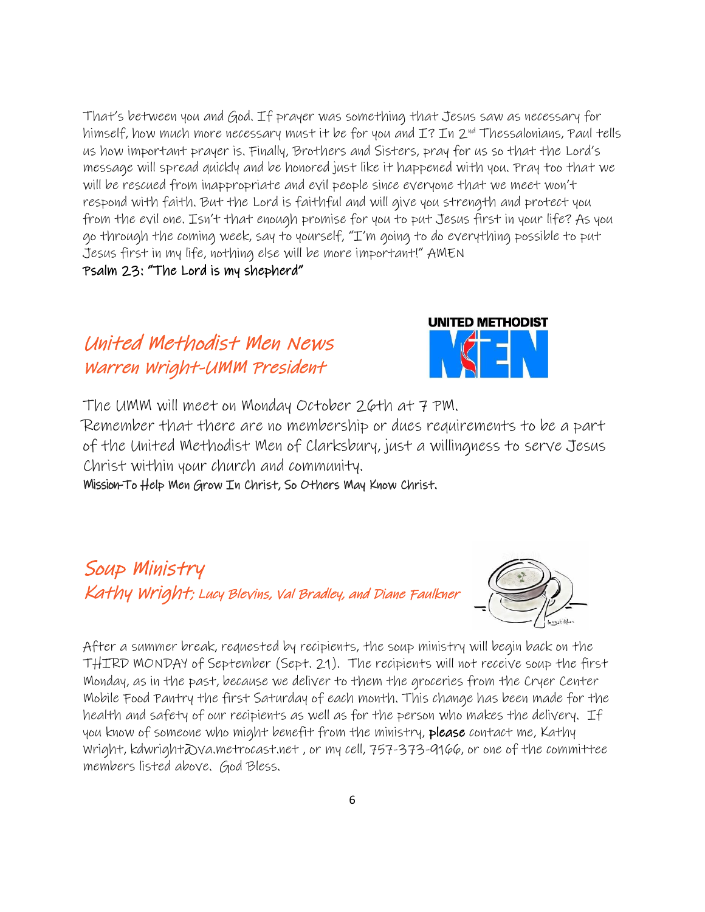That's between you and God. If prayer was something that Jesus saw as necessary for himself, how much more necessary must it be for you and I? In 2nd Thessalonians, Paul tells us how important prayer is. Finally, Brothers and Sisters, pray for us so that the Lord's message will spread quickly and be honored just like it happened with you. Pray too that we will be rescued from inappropriate and evil people since everyone that we meet won't respond with faith. But the Lord is faithful and will give you strength and protect you from the evil one. Isn't that enough promise for you to put Jesus first in your life? As you go through the coming week, say to yourself, "I'm going to do everything possible to put Jesus first in my life, nothing else will be more important!" AMEN

**Psalm 23: "The Lord is my shepherd"**

## United Methodist Men News
### Warren Wright-UMM President

The UMM will meet on Monday October 26th at 7 PM.

Remember that there are no membership or dues requirements to be a part of the United Methodist Men of Clarksbury, just a willingness to serve Jesus Christ within your church and community.

**Mission-To Help Men Grow In Christ, So Others May Know Christ.**

## Soup Ministry
### Kathy Wright; Lucy Blevins, Val Bradley, and Diane Faulkner

After a summer break, requested by recipients, the soup ministry will begin back on the THIRD MONDAY of September (Sept. 21). The recipients will not receive soup the first Monday, as in the past, because we deliver to them the groceries from the Cryer Center Mobile Food Pantry the first Saturday of each month. This change has been made for the health and safety of our recipients as well as for the person who makes the delivery. If you know of someone who might benefit from the ministry, **please** contact me, Kathy Wright, kdwright@va.metrocast.net , or my cell, 757-373-9166, or one of the committee members listed above. God Bless.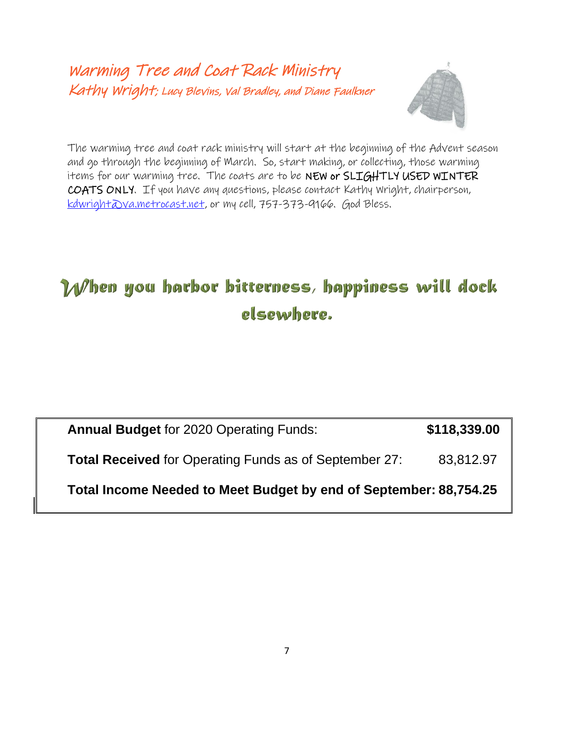## Warming Tree and Coat Rack Ministry

### Kathy Wright; Lucy Blevins, Val Bradley, and Diane Faulkner

The warming tree and coat rack ministry will start at the beginning of the Advent season and go through the beginning of March. So, start making, or collecting, those warming items for our warming tree. The coats are to be **NEW or SLIGHTLY USED WINTER COATS ONLY**. If you have any questions, please contact Kathy Wright, chairperson, kdwright@va.metrocast.net, or my cell, 757-373-9166. God Bless.

## When you harbor bitterness, happiness will dock elsewhere.

| | |
|---|---|
| **Annual Budget** for 2020 Operating Funds: | **$118,339.00** |
| **Total Received** for Operating Funds as of September 27: | 83,812.97 |
| **Total Income Needed to Meet Budget by end of September:** | **88,754.25** |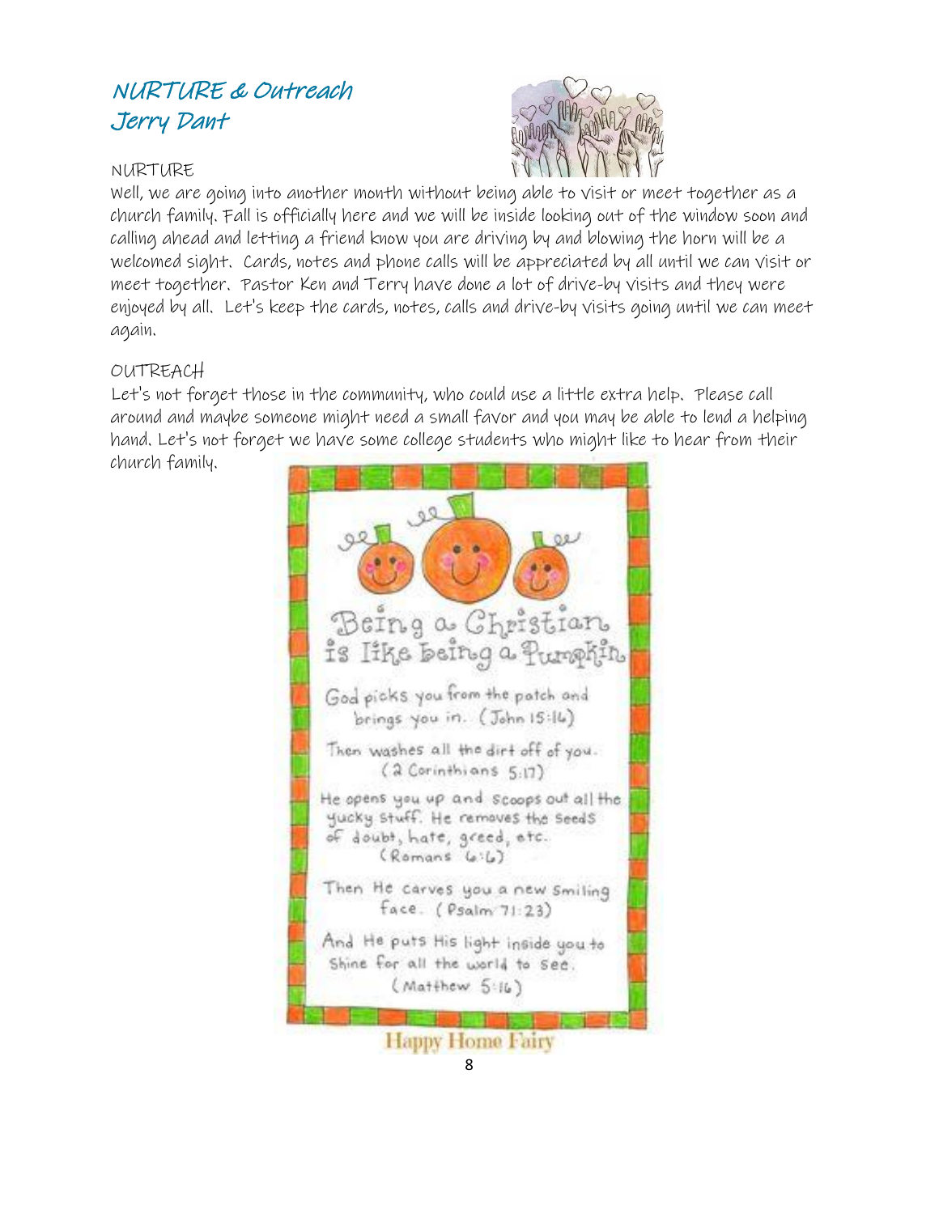## NURTURE & Outreach
## Jerry Dant

NURTURE

Well, we are going into another month without being able to visit or meet together as a church family. Fall is officially here and we will be inside looking out of the window soon and calling ahead and letting a friend know you are driving by and blowing the horn will be a welcomed sight. Cards, notes and phone calls will be appreciated by all until we can visit or meet together. Pastor Ken and Terry have done a lot of drive-by visits and they were enjoyed by all. Let's keep the cards, notes, calls and drive-by visits going until we can meet again.

OUTREACH

Let's not forget those in the community, who could use a little extra help. Please call around and maybe someone might need a small favor and you may be able to lend a helping hand. Let's not forget we have some college students who might like to hear from their church family.

Being a Christian is like being a Pumpkin

God picks you from the patch and brings you in. (John 15:16)

Then washes all the dirt off of you. (2 Corinthians 5:17)

He opens you up and scoops out all the yucky stuff. He removes the seeds of doubt, hate, greed, etc. (Romans 6:6)

Then He carves you a new smiling face. (Psalm 71:23)

And He puts His light inside you to shine for all the world to see. (Matthew 5:16)

Happy Home Fairy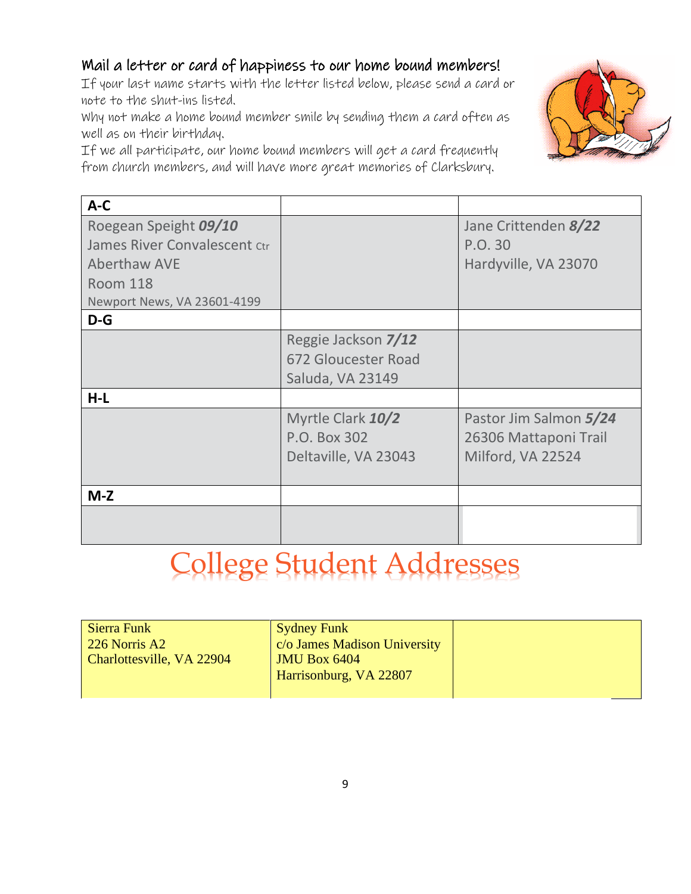## Mail a letter or card of happiness to our home bound members!

If your last name starts with the letter listed below, please send a card or note to the shut-ins listed.

Why not make a home bound member smile by sending them a card often as well as on their birthday.

If we all participate, our home bound members will get a card frequently from church members, and will have more great memories of Clarksbury.

| A-C | | |
|---|---|---|
| Roegean Speight ***09/10***<br>James River Convalescent Ctr<br>Aberthaw AVE<br>Room 118<br>Newport News, VA 23601-4199 | | Jane Crittenden ***8/22***<br>P.O. 30<br>Hardyville, VA 23070 |
| **D-G** | | |
| | Reggie Jackson ***7/12***<br>672 Gloucester Road<br>Saluda, VA 23149 | |
| **H-L** | | |
| | Myrtle Clark ***10/2***<br>P.O. Box 302<br>Deltaville, VA 23043 | Pastor Jim Salmon ***5/24***<br>26306 Mattaponi Trail<br>Milford, VA 22524 |
| **M-Z** | | |
| | | |

# College Student Addresses

| | | |
|---|---|---|
| Sierra Funk<br>226 Norris A2<br>Charlottesville, VA 22904 | Sydney Funk<br>c/o James Madison University<br>JMU Box 6404<br>Harrisonburg, VA 22807 | |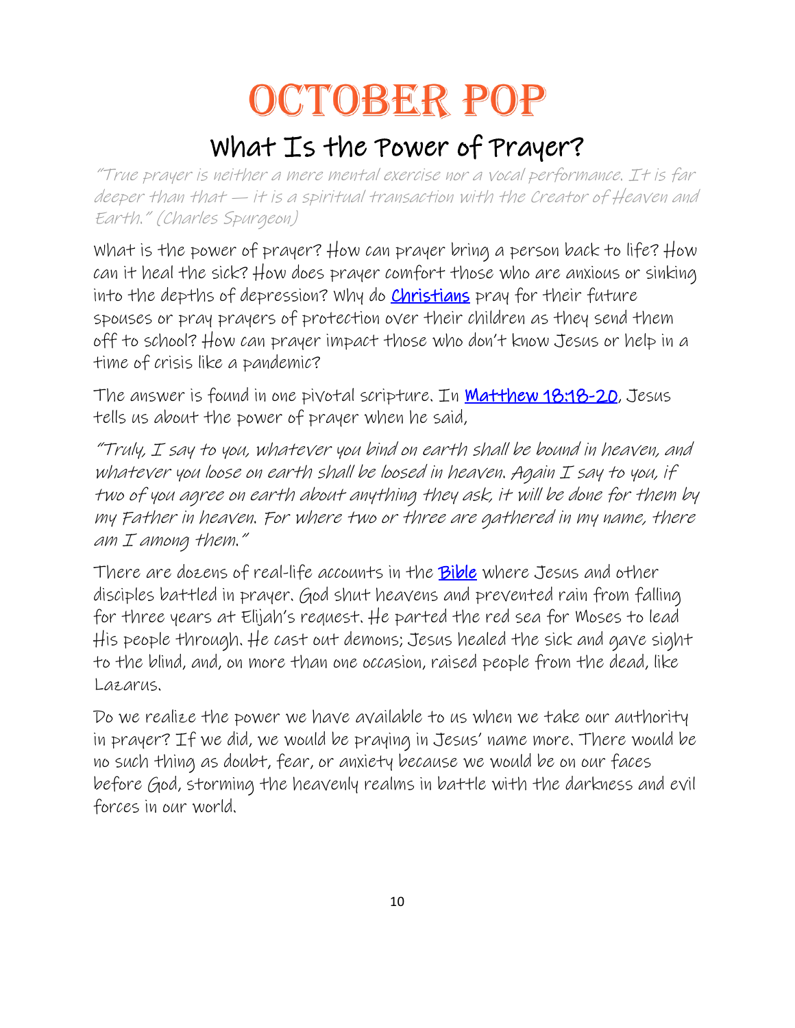# OCTOBER POP

## What Is the Power of Prayer?

*"True prayer is neither a mere mental exercise nor a vocal performance. It is far deeper than that — it is a spiritual transaction with the Creator of Heaven and Earth." (Charles Spurgeon)*

What is the power of prayer? How can prayer bring a person back to life? How can it heal the sick? How does prayer comfort those who are anxious or sinking into the depths of depression? Why do Christians pray for their future spouses or pray prayers of protection over their children as they send them off to school? How can prayer impact those who don't know Jesus or help in a time of crisis like a pandemic?

The answer is found in one pivotal scripture. In Matthew 18:18-20, Jesus tells us about the power of prayer when he said,

*"Truly, I say to you, whatever you bind on earth shall be bound in heaven, and whatever you loose on earth shall be loosed in heaven. Again I say to you, if two of you agree on earth about anything they ask, it will be done for them by my Father in heaven. For where two or three are gathered in my name, there am I among them."*

There are dozens of real-life accounts in the Bible where Jesus and other disciples battled in prayer. God shut heavens and prevented rain from falling for three years at Elijah's request. He parted the red sea for Moses to lead His people through. He cast out demons; Jesus healed the sick and gave sight to the blind, and, on more than one occasion, raised people from the dead, like Lazarus.

Do we realize the power we have available to us when we take our authority in prayer? If we did, we would be praying in Jesus' name more. There would be no such thing as doubt, fear, or anxiety because we would be on our faces before God, storming the heavenly realms in battle with the darkness and evil forces in our world.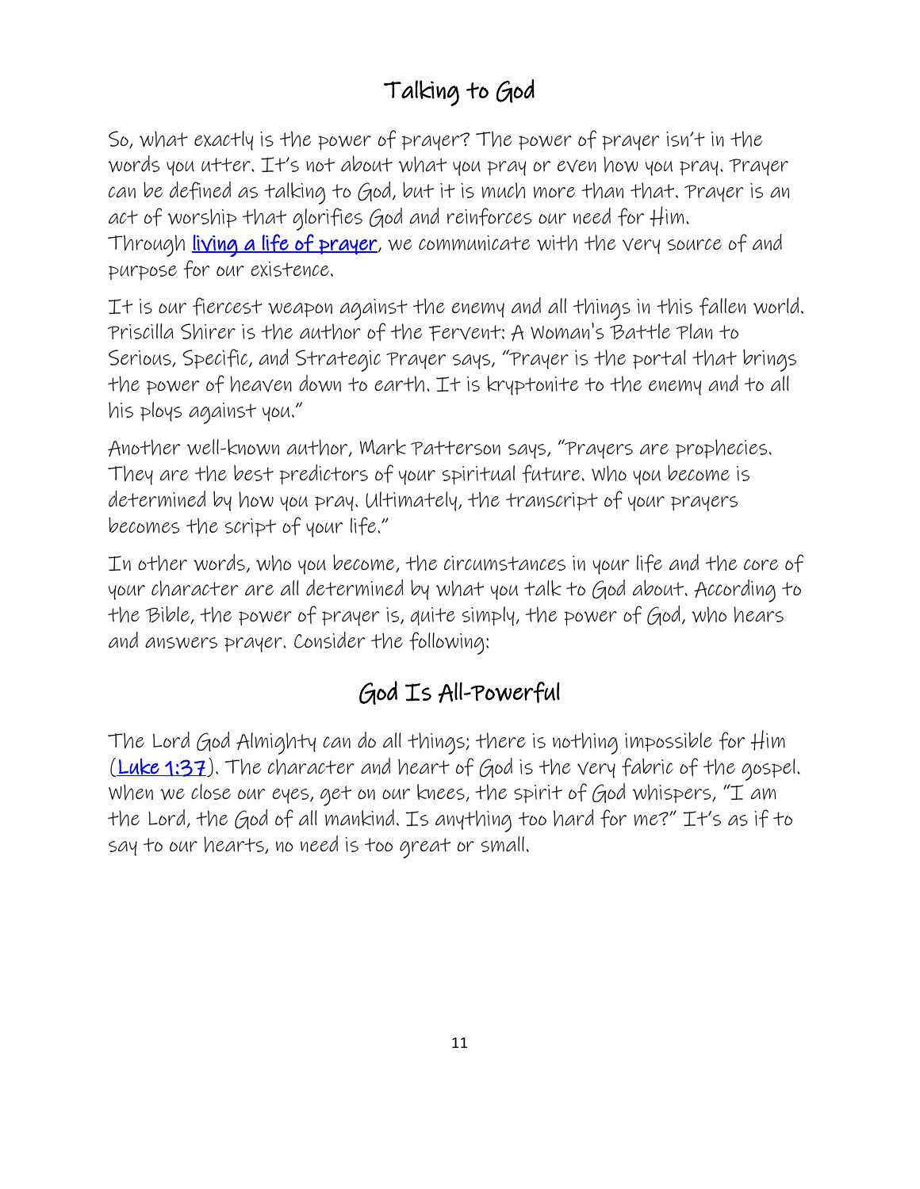## Talking to God

So, what exactly is the power of prayer? The power of prayer isn't in the words you utter. It's not about what you pray or even how you pray. Prayer can be defined as talking to God, but it is much more than that. Prayer is an act of worship that glorifies God and reinforces our need for Him. Through [living a life of prayer](), we communicate with the very source of and purpose for our existence.

It is our fiercest weapon against the enemy and all things in this fallen world. Priscilla Shirer is the author of the Fervent: A Woman's Battle Plan to Serious, Specific, and Strategic Prayer says, "Prayer is the portal that brings the power of heaven down to earth. It is kryptonite to the enemy and to all his ploys against you."

Another well-known author, Mark Patterson says, "Prayers are prophecies. They are the best predictors of your spiritual future. Who you become is determined by how you pray. Ultimately, the transcript of your prayers becomes the script of your life."

In other words, who you become, the circumstances in your life and the core of your character are all determined by what you talk to God about. According to the Bible, the power of prayer is, quite simply, the power of God, who hears and answers prayer. Consider the following:

## God Is All-Powerful

The Lord God Almighty can do all things; there is nothing impossible for Him ([Luke 1:37]()). The character and heart of God is the very fabric of the gospel. When we close our eyes, get on our knees, the spirit of God whispers, "I am the Lord, the God of all mankind. Is anything too hard for me?" It's as if to say to our hearts, no need is too great or small.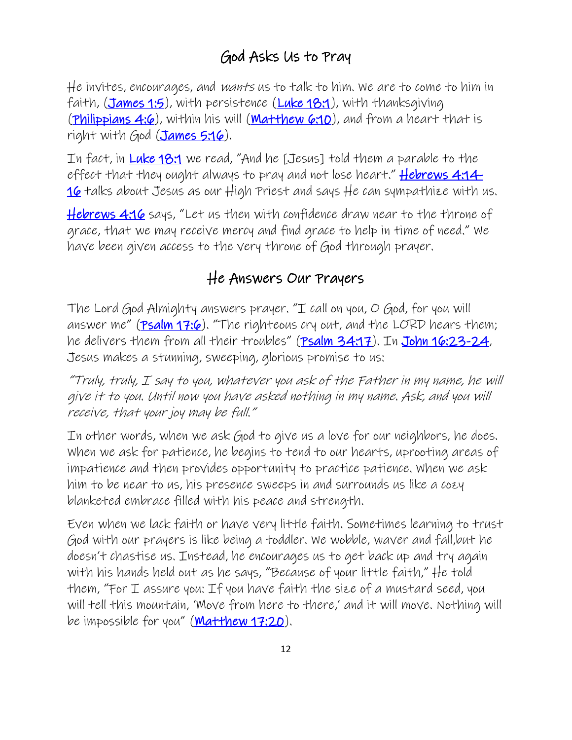## God Asks Us to Pray

He invites, encourages, and *wants* us to talk to him. We are to come to him in faith, (James 1:5), with persistence (Luke 18:1), with thanksgiving (Philippians 4:6), within his will (Matthew 6:10), and from a heart that is right with God (James 5:16).

In fact, in Luke 18:1 we read, "And he [Jesus] told them a parable to the effect that they ought always to pray and not lose heart." Hebrews 4:14-16 talks about Jesus as our High Priest and says He can sympathize with us.

Hebrews 4:16 says, "Let us then with confidence draw near to the throne of grace, that we may receive mercy and find grace to help in time of need." We have been given access to the very throne of God through prayer.

## He Answers Our Prayers

The Lord God Almighty answers prayer. "I call on you, O God, for you will answer me" (Psalm 17:6). "The righteous cry out, and the LORD hears them; he delivers them from all their troubles" (Psalm 34:17). In John 16:23-24, Jesus makes a stunning, sweeping, glorious promise to us:

*"Truly, truly, I say to you, whatever you ask of the Father in my name, he will give it to you. Until now you have asked nothing in my name. Ask, and you will receive, that your joy may be full."*

In other words, when we ask God to give us a love for our neighbors, he does. When we ask for patience, he begins to tend to our hearts, uprooting areas of impatience and then provides opportunity to practice patience. When we ask him to be near to us, his presence sweeps in and surrounds us like a cozy blanketed embrace filled with his peace and strength.

Even when we lack faith or have very little faith. Sometimes learning to trust God with our prayers is like being a toddler. We wobble, waver and fall,but he doesn't chastise us. Instead, he encourages us to get back up and try again with his hands held out as he says, "Because of your little faith," He told them, "For I assure you: If you have faith the size of a mustard seed, you will tell this mountain, 'Move from here to there,' and it will move. Nothing will be impossible for you" (Matthew 17:20).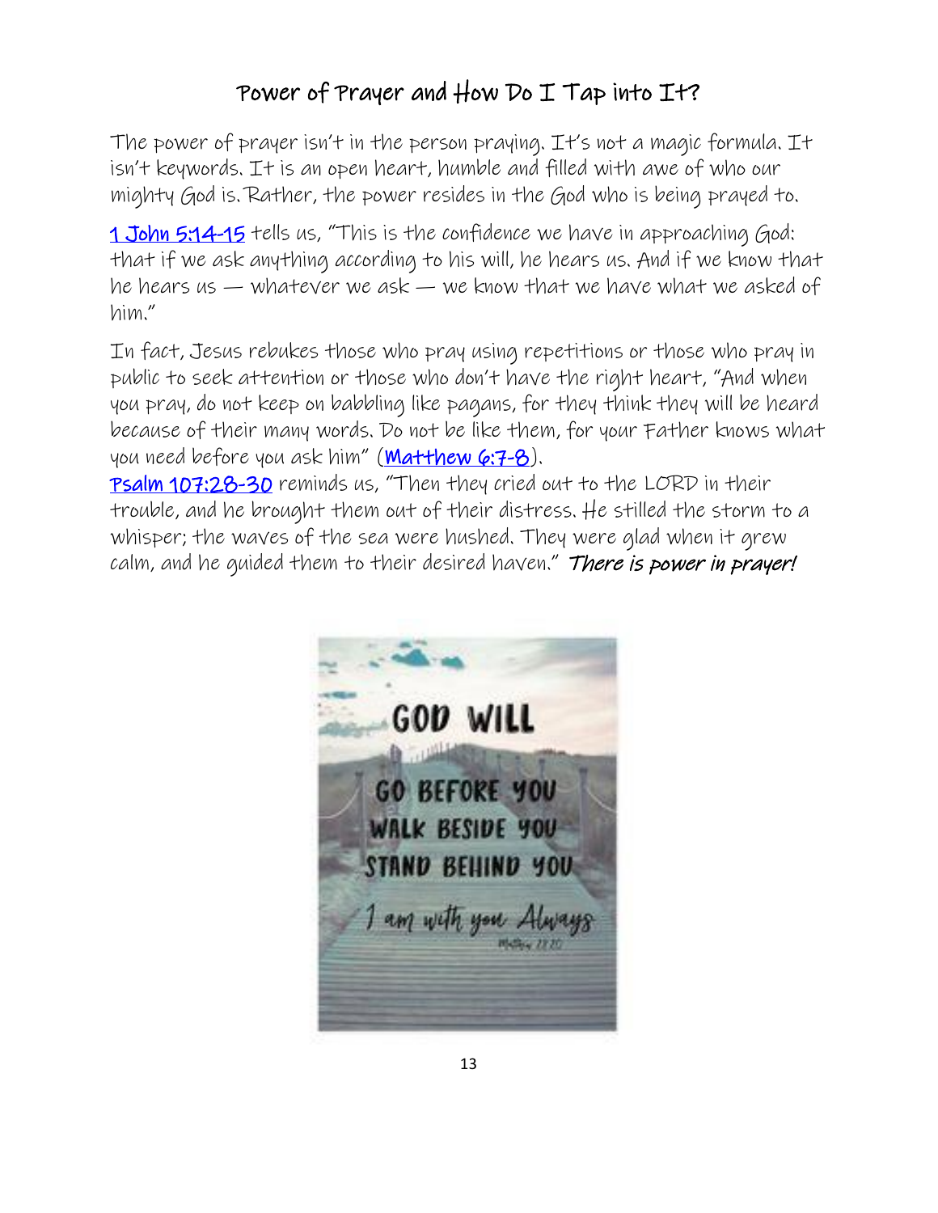## Power of Prayer and How Do I Tap into It?

The power of prayer isn't in the person praying. It's not a magic formula. It isn't keywords. It is an open heart, humble and filled with awe of who our mighty God is. Rather, the power resides in the God who is being prayed to.

1 John 5:14-15 tells us, "This is the confidence we have in approaching God: that if we ask anything according to his will, he hears us. And if we know that he hears us — whatever we ask — we know that we have what we asked of him."

In fact, Jesus rebukes those who pray using repetitions or those who pray in public to seek attention or those who don't have the right heart, "And when you pray, do not keep on babbling like pagans, for they think they will be heard because of their many words. Do not be like them, for your Father knows what you need before you ask him" (Matthew 6:7-8).
Psalm 107:28-30 reminds us, "Then they cried out to the LORD in their trouble, and he brought them out of their distress. He stilled the storm to a whisper; the waves of the sea were hushed. They were glad when it grew calm, and he guided them to their desired haven." ***There is power in prayer!***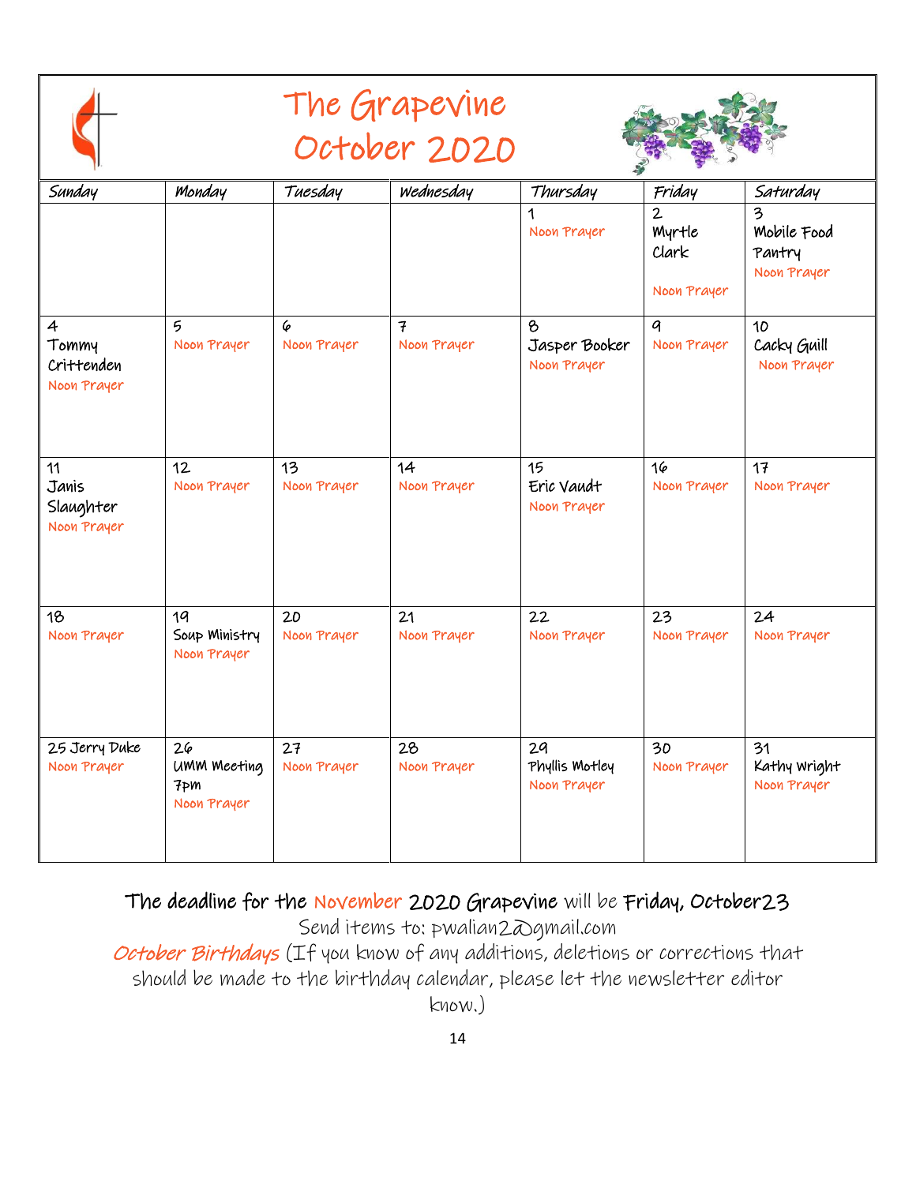# The Grapevine
## October 2020

| Sunday | Monday | Tuesday | Wednesday | Thursday | Friday | Saturday |
|---|---|---|---|---|---|---|
| | | | | 1<br>Noon Prayer | 2<br>Myrtle Clark<br>Noon Prayer | 3<br>Mobile Food Pantry<br>Noon Prayer |
| 4<br>Tommy Crittenden<br>Noon Prayer | 5<br>Noon Prayer | 6<br>Noon Prayer | 7<br>Noon Prayer | 8<br>Jasper Booker<br>Noon Prayer | 9<br>Noon Prayer | 10<br>Cacky Guill<br>Noon Prayer |
| 11<br>Janis Slaughter<br>Noon Prayer | 12<br>Noon Prayer | 13<br>Noon Prayer | 14<br>Noon Prayer | 15<br>Eric Vaudt<br>Noon Prayer | 16<br>Noon Prayer | 17<br>Noon Prayer |
| 18<br>Noon Prayer | 19<br>Soup Ministry<br>Noon Prayer | 20<br>Noon Prayer | 21<br>Noon Prayer | 22<br>Noon Prayer | 23<br>Noon Prayer | 24<br>Noon Prayer |
| 25 Jerry Duke<br>Noon Prayer | 26<br>UMM Meeting 7pm<br>Noon Prayer | 27<br>Noon Prayer | 28<br>Noon Prayer | 29<br>Phyllis Motley<br>Noon Prayer | 30<br>Noon Prayer | 31<br>Kathy Wright<br>Noon Prayer |

The deadline for the November 2020 Grapevine will be Friday, October23

Send items to: pwalian2@gmail.com

*October Birthdays* (If you know of any additions, deletions or corrections that should be made to the birthday calendar, please let the newsletter editor know.)